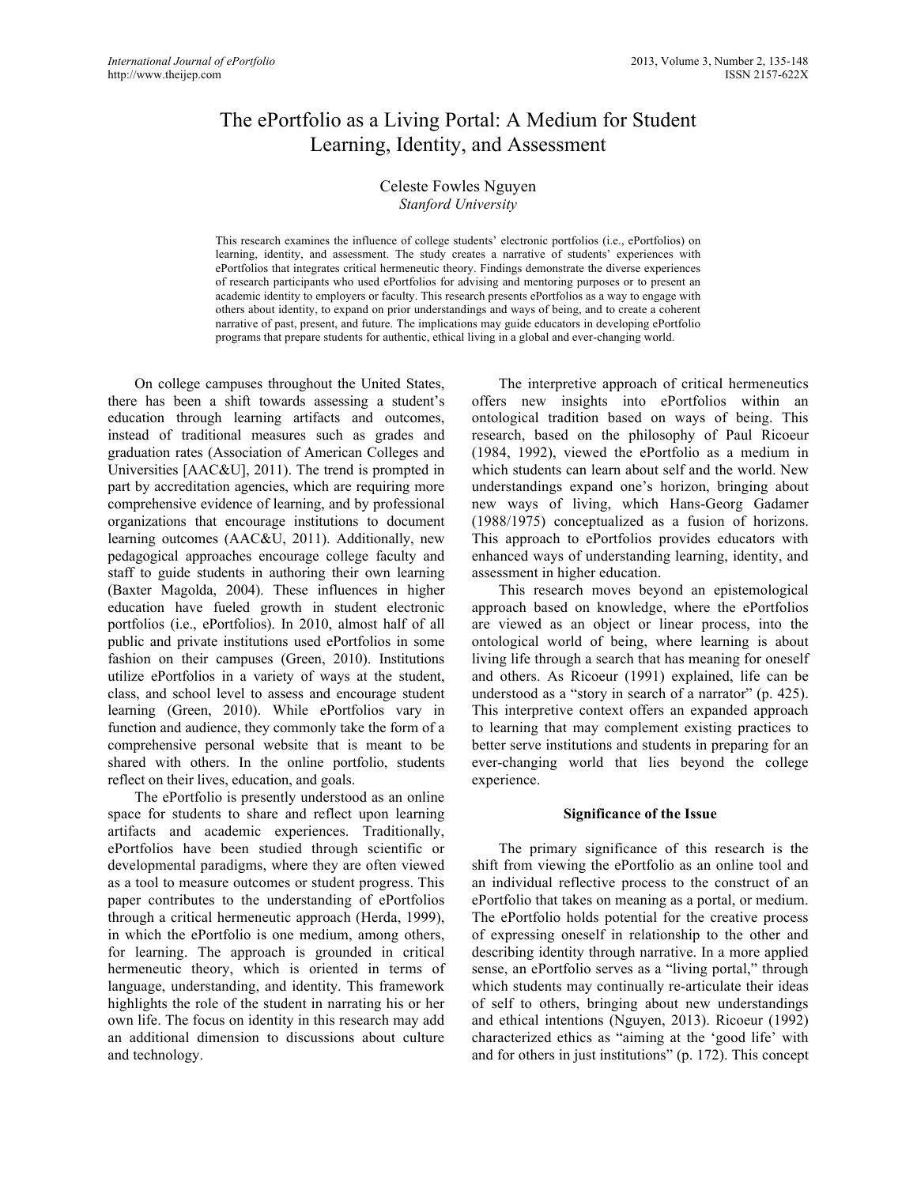# The ePortfolio as a Living Portal: A Medium for Student Learning, Identity, and Assessment

Celeste Fowles Nguyen
*Stanford University*

This research examines the influence of college students' electronic portfolios (i.e., ePortfolios) on learning, identity, and assessment. The study creates a narrative of students' experiences with ePortfolios that integrates critical hermeneutic theory. Findings demonstrate the diverse experiences of research participants who used ePortfolios for advising and mentoring purposes or to present an academic identity to employers or faculty. This research presents ePortfolios as a way to engage with others about identity, to expand on prior understandings and ways of being, and to create a coherent narrative of past, present, and future. The implications may guide educators in developing ePortfolio programs that prepare students for authentic, ethical living in a global and ever-changing world.

On college campuses throughout the United States, there has been a shift towards assessing a student's education through learning artifacts and outcomes, instead of traditional measures such as grades and graduation rates (Association of American Colleges and Universities [AAC&U], 2011). The trend is prompted in part by accreditation agencies, which are requiring more comprehensive evidence of learning, and by professional organizations that encourage institutions to document learning outcomes (AAC&U, 2011). Additionally, new pedagogical approaches encourage college faculty and staff to guide students in authoring their own learning (Baxter Magolda, 2004). These influences in higher education have fueled growth in student electronic portfolios (i.e., ePortfolios). In 2010, almost half of all public and private institutions used ePortfolios in some fashion on their campuses (Green, 2010). Institutions utilize ePortfolios in a variety of ways at the student, class, and school level to assess and encourage student learning (Green, 2010). While ePortfolios vary in function and audience, they commonly take the form of a comprehensive personal website that is meant to be shared with others. In the online portfolio, students reflect on their lives, education, and goals.

The ePortfolio is presently understood as an online space for students to share and reflect upon learning artifacts and academic experiences. Traditionally, ePortfolios have been studied through scientific or developmental paradigms, where they are often viewed as a tool to measure outcomes or student progress. This paper contributes to the understanding of ePortfolios through a critical hermeneutic approach (Herda, 1999), in which the ePortfolio is one medium, among others, for learning. The approach is grounded in critical hermeneutic theory, which is oriented in terms of language, understanding, and identity. This framework highlights the role of the student in narrating his or her own life. The focus on identity in this research may add an additional dimension to discussions about culture and technology.

The interpretive approach of critical hermeneutics offers new insights into ePortfolios within an ontological tradition based on ways of being. This research, based on the philosophy of Paul Ricoeur (1984, 1992), viewed the ePortfolio as a medium in which students can learn about self and the world. New understandings expand one's horizon, bringing about new ways of living, which Hans-Georg Gadamer (1988/1975) conceptualized as a fusion of horizons. This approach to ePortfolios provides educators with enhanced ways of understanding learning, identity, and assessment in higher education.

This research moves beyond an epistemological approach based on knowledge, where the ePortfolios are viewed as an object or linear process, into the ontological world of being, where learning is about living life through a search that has meaning for oneself and others. As Ricoeur (1991) explained, life can be understood as a "story in search of a narrator" (p. 425). This interpretive context offers an expanded approach to learning that may complement existing practices to better serve institutions and students in preparing for an ever-changing world that lies beyond the college experience.

## Significance of the Issue

The primary significance of this research is the shift from viewing the ePortfolio as an online tool and an individual reflective process to the construct of an ePortfolio that takes on meaning as a portal, or medium. The ePortfolio holds potential for the creative process of expressing oneself in relationship to the other and describing identity through narrative. In a more applied sense, an ePortfolio serves as a "living portal," through which students may continually re-articulate their ideas of self to others, bringing about new understandings and ethical intentions (Nguyen, 2013). Ricoeur (1992) characterized ethics as "aiming at the 'good life' with and for others in just institutions" (p. 172). This concept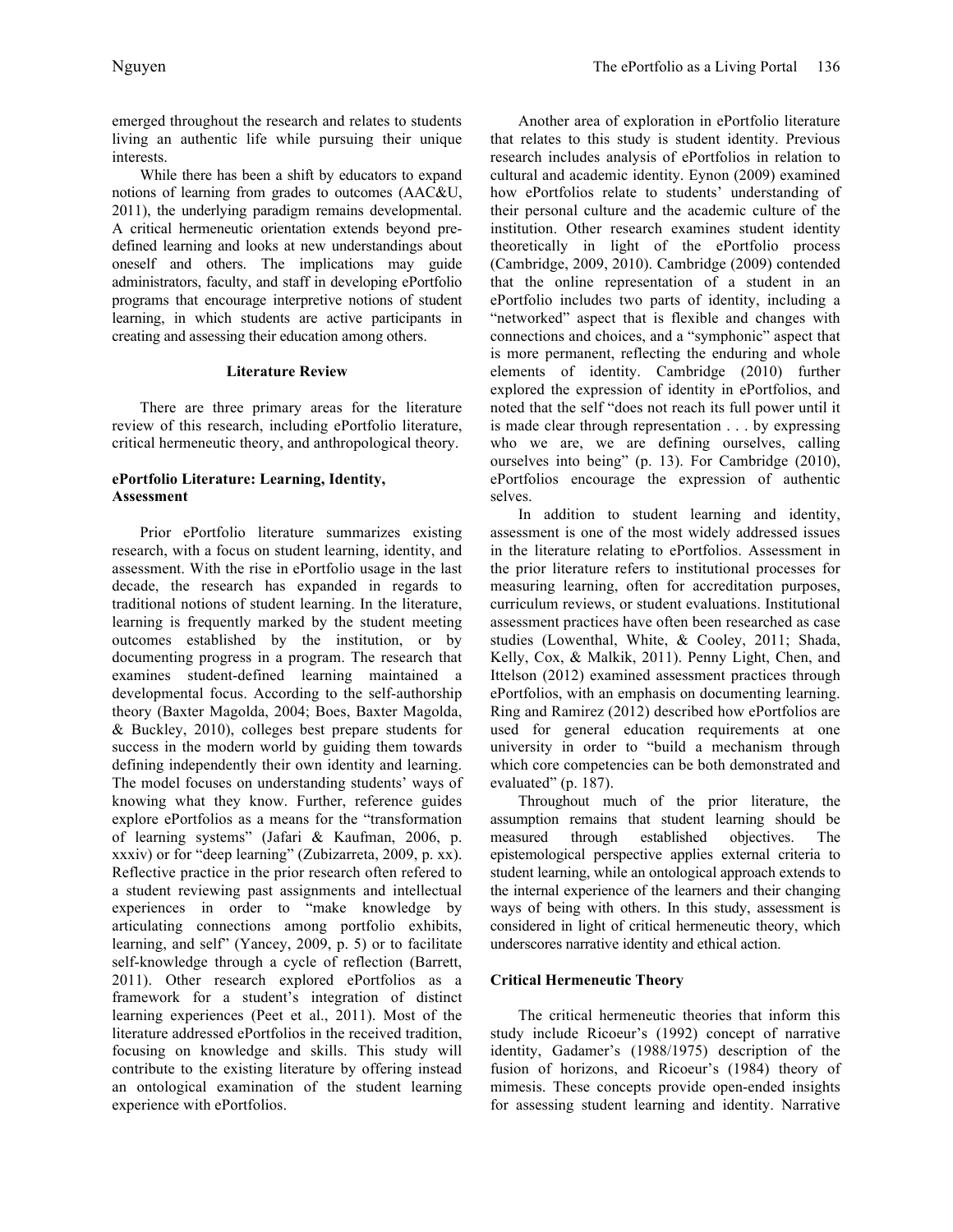emerged throughout the research and relates to students living an authentic life while pursuing their unique interests.

While there has been a shift by educators to expand notions of learning from grades to outcomes (AAC&U, 2011), the underlying paradigm remains developmental. A critical hermeneutic orientation extends beyond pre-defined learning and looks at new understandings about oneself and others. The implications may guide administrators, faculty, and staff in developing ePortfolio programs that encourage interpretive notions of student learning, in which students are active participants in creating and assessing their education among others.

## Literature Review

There are three primary areas for the literature review of this research, including ePortfolio literature, critical hermeneutic theory, and anthropological theory.

### ePortfolio Literature: Learning, Identity, Assessment

Prior ePortfolio literature summarizes existing research, with a focus on student learning, identity, and assessment. With the rise in ePortfolio usage in the last decade, the research has expanded in regards to traditional notions of student learning. In the literature, learning is frequently marked by the student meeting outcomes established by the institution, or by documenting progress in a program. The research that examines student-defined learning maintained a developmental focus. According to the self-authorship theory (Baxter Magolda, 2004; Boes, Baxter Magolda, & Buckley, 2010), colleges best prepare students for success in the modern world by guiding them towards defining independently their own identity and learning. The model focuses on understanding students' ways of knowing what they know. Further, reference guides explore ePortfolios as a means for the "transformation of learning systems" (Jafari & Kaufman, 2006, p. xxxiv) or for "deep learning" (Zubizarreta, 2009, p. xx). Reflective practice in the prior research often refered to a student reviewing past assignments and intellectual experiences in order to "make knowledge by articulating connections among portfolio exhibits, learning, and self" (Yancey, 2009, p. 5) or to facilitate self-knowledge through a cycle of reflection (Barrett, 2011). Other research explored ePortfolios as a framework for a student's integration of distinct learning experiences (Peet et al., 2011). Most of the literature addressed ePortfolios in the received tradition, focusing on knowledge and skills. This study will contribute to the existing literature by offering instead an ontological examination of the student learning experience with ePortfolios.

Another area of exploration in ePortfolio literature that relates to this study is student identity. Previous research includes analysis of ePortfolios in relation to cultural and academic identity. Eynon (2009) examined how ePortfolios relate to students' understanding of their personal culture and the academic culture of the institution. Other research examines student identity theoretically in light of the ePortfolio process (Cambridge, 2009, 2010). Cambridge (2009) contended that the online representation of a student in an ePortfolio includes two parts of identity, including a "networked" aspect that is flexible and changes with connections and choices, and a "symphonic" aspect that is more permanent, reflecting the enduring and whole elements of identity. Cambridge (2010) further explored the expression of identity in ePortfolios, and noted that the self "does not reach its full power until it is made clear through representation . . . by expressing who we are, we are defining ourselves, calling ourselves into being" (p. 13). For Cambridge (2010), ePortfolios encourage the expression of authentic selves.

In addition to student learning and identity, assessment is one of the most widely addressed issues in the literature relating to ePortfolios. Assessment in the prior literature refers to institutional processes for measuring learning, often for accreditation purposes, curriculum reviews, or student evaluations. Institutional assessment practices have often been researched as case studies (Lowenthal, White, & Cooley, 2011; Shada, Kelly, Cox, & Malkik, 2011). Penny Light, Chen, and Ittelson (2012) examined assessment practices through ePortfolios, with an emphasis on documenting learning. Ring and Ramirez (2012) described how ePortfolios are used for general education requirements at one university in order to "build a mechanism through which core competencies can be both demonstrated and evaluated" (p. 187).

Throughout much of the prior literature, the assumption remains that student learning should be measured through established objectives. The epistemological perspective applies external criteria to student learning, while an ontological approach extends to the internal experience of the learners and their changing ways of being with others. In this study, assessment is considered in light of critical hermeneutic theory, which underscores narrative identity and ethical action.

### Critical Hermeneutic Theory

The critical hermeneutic theories that inform this study include Ricoeur's (1992) concept of narrative identity, Gadamer's (1988/1975) description of the fusion of horizons, and Ricoeur's (1984) theory of mimesis. These concepts provide open-ended insights for assessing student learning and identity. Narrative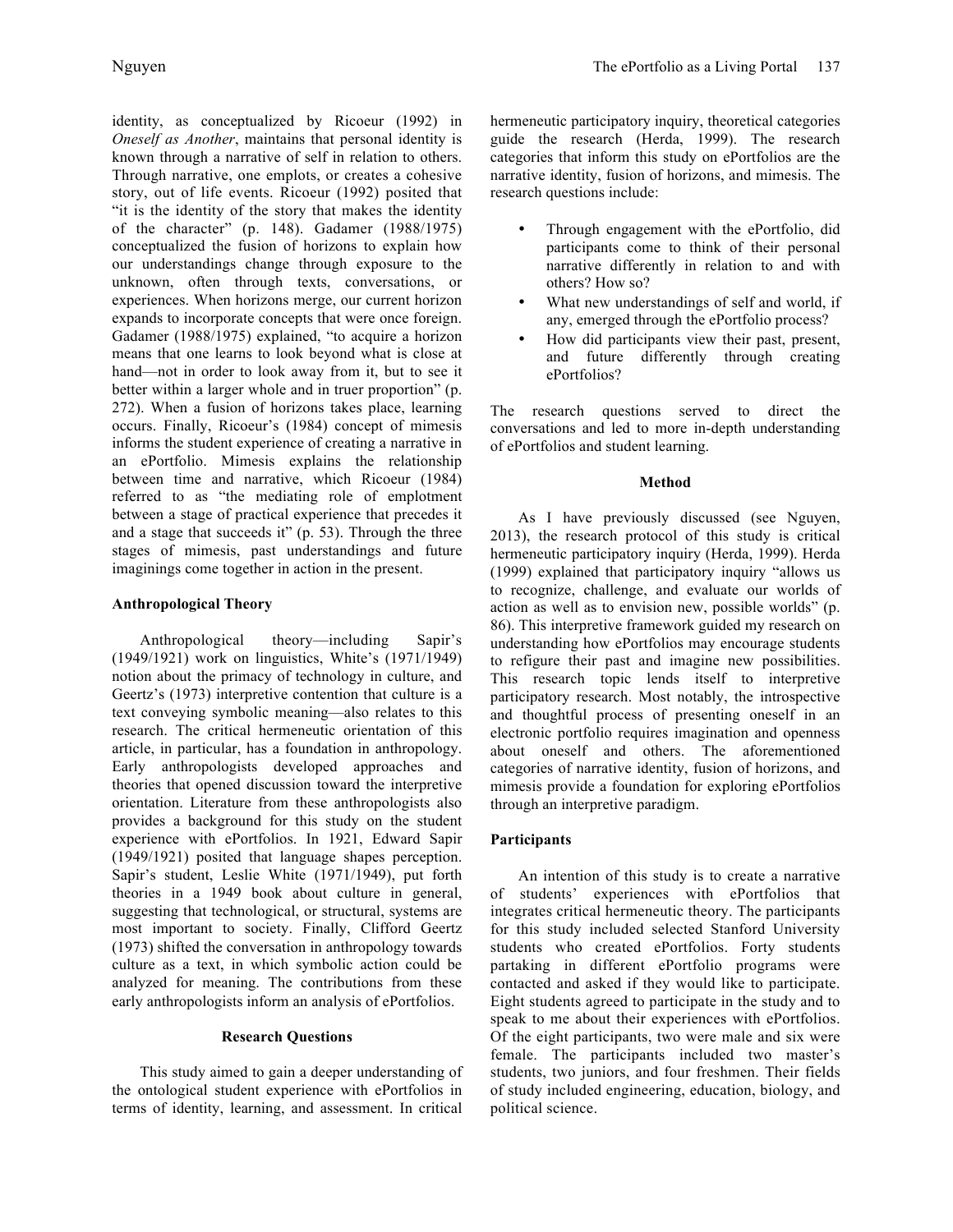identity, as conceptualized by Ricoeur (1992) in *Oneself as Another*, maintains that personal identity is known through a narrative of self in relation to others. Through narrative, one emplots, or creates a cohesive story, out of life events. Ricoeur (1992) posited that "it is the identity of the story that makes the identity of the character" (p. 148). Gadamer (1988/1975) conceptualized the fusion of horizons to explain how our understandings change through exposure to the unknown, often through texts, conversations, or experiences. When horizons merge, our current horizon expands to incorporate concepts that were once foreign. Gadamer (1988/1975) explained, "to acquire a horizon means that one learns to look beyond what is close at hand—not in order to look away from it, but to see it better within a larger whole and in truer proportion" (p. 272). When a fusion of horizons takes place, learning occurs. Finally, Ricoeur's (1984) concept of mimesis informs the student experience of creating a narrative in an ePortfolio. Mimesis explains the relationship between time and narrative, which Ricoeur (1984) referred to as "the mediating role of emplotment between a stage of practical experience that precedes it and a stage that succeeds it" (p. 53). Through the three stages of mimesis, past understandings and future imaginings come together in action in the present.

### Anthropological Theory

Anthropological theory—including Sapir's (1949/1921) work on linguistics, White's (1971/1949) notion about the primacy of technology in culture, and Geertz's (1973) interpretive contention that culture is a text conveying symbolic meaning—also relates to this research. The critical hermeneutic orientation of this article, in particular, has a foundation in anthropology. Early anthropologists developed approaches and theories that opened discussion toward the interpretive orientation. Literature from these anthropologists also provides a background for this study on the student experience with ePortfolios. In 1921, Edward Sapir (1949/1921) posited that language shapes perception. Sapir's student, Leslie White (1971/1949), put forth theories in a 1949 book about culture in general, suggesting that technological, or structural, systems are most important to society. Finally, Clifford Geertz (1973) shifted the conversation in anthropology towards culture as a text, in which symbolic action could be analyzed for meaning. The contributions from these early anthropologists inform an analysis of ePortfolios.

## Research Questions

This study aimed to gain a deeper understanding of the ontological student experience with ePortfolios in terms of identity, learning, and assessment. In critical hermeneutic participatory inquiry, theoretical categories guide the research (Herda, 1999). The research categories that inform this study on ePortfolios are the narrative identity, fusion of horizons, and mimesis. The research questions include:

- Through engagement with the ePortfolio, did participants come to think of their personal narrative differently in relation to and with others? How so?
- What new understandings of self and world, if any, emerged through the ePortfolio process?
- How did participants view their past, present, and future differently through creating ePortfolios?

The research questions served to direct the conversations and led to more in-depth understanding of ePortfolios and student learning.

## Method

As I have previously discussed (see Nguyen, 2013), the research protocol of this study is critical hermeneutic participatory inquiry (Herda, 1999). Herda (1999) explained that participatory inquiry "allows us to recognize, challenge, and evaluate our worlds of action as well as to envision new, possible worlds" (p. 86). This interpretive framework guided my research on understanding how ePortfolios may encourage students to refigure their past and imagine new possibilities. This research topic lends itself to interpretive participatory research. Most notably, the introspective and thoughtful process of presenting oneself in an electronic portfolio requires imagination and openness about oneself and others. The aforementioned categories of narrative identity, fusion of horizons, and mimesis provide a foundation for exploring ePortfolios through an interpretive paradigm.

### Participants

An intention of this study is to create a narrative of students' experiences with ePortfolios that integrates critical hermeneutic theory. The participants for this study included selected Stanford University students who created ePortfolios. Forty students partaking in different ePortfolio programs were contacted and asked if they would like to participate. Eight students agreed to participate in the study and to speak to me about their experiences with ePortfolios. Of the eight participants, two were male and six were female. The participants included two master's students, two juniors, and four freshmen. Their fields of study included engineering, education, biology, and political science.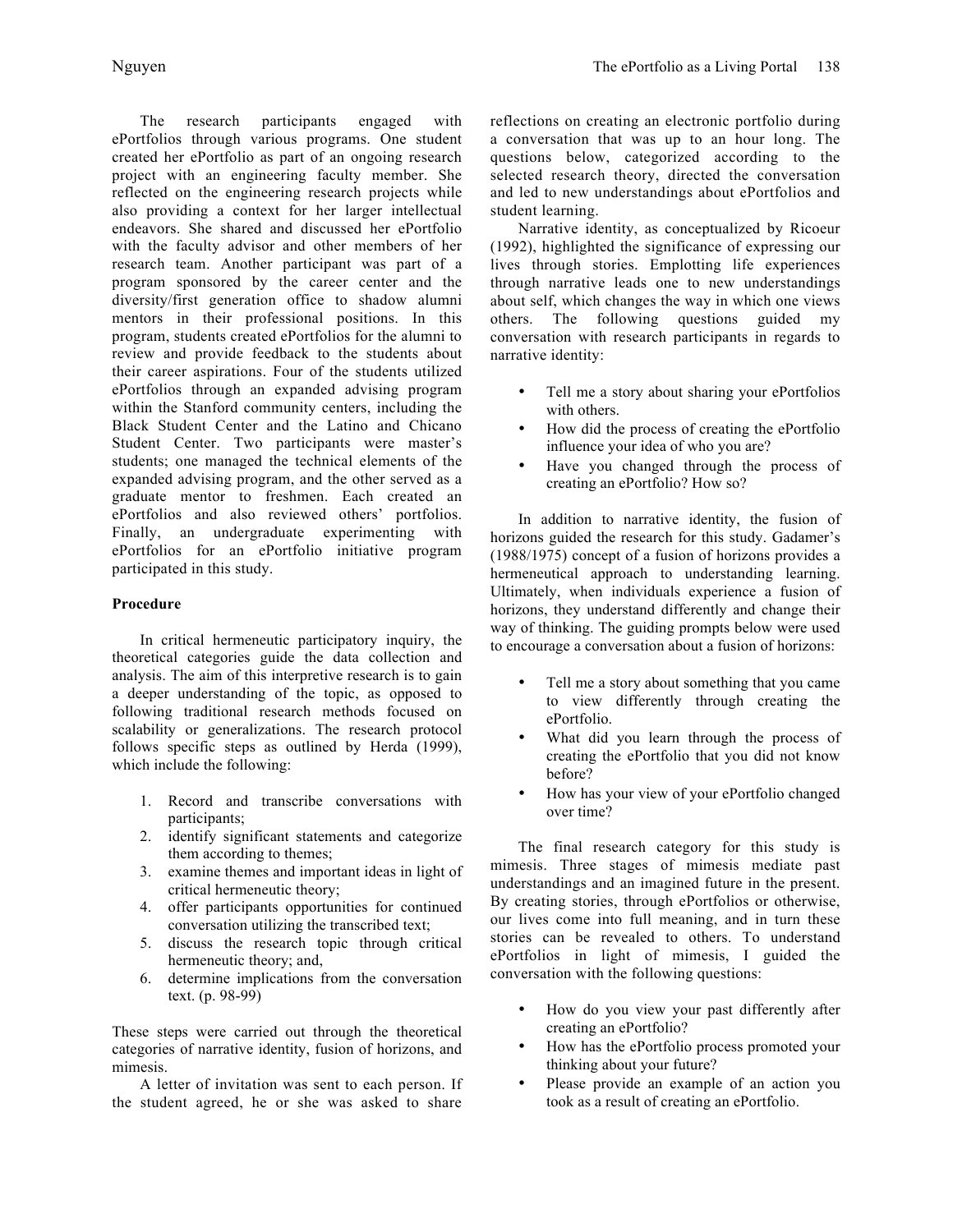The research participants engaged with ePortfolios through various programs. One student created her ePortfolio as part of an ongoing research project with an engineering faculty member. She reflected on the engineering research projects while also providing a context for her larger intellectual endeavors. She shared and discussed her ePortfolio with the faculty advisor and other members of her research team. Another participant was part of a program sponsored by the career center and the diversity/first generation office to shadow alumni mentors in their professional positions. In this program, students created ePortfolios for the alumni to review and provide feedback to the students about their career aspirations. Four of the students utilized ePortfolios through an expanded advising program within the Stanford community centers, including the Black Student Center and the Latino and Chicano Student Center. Two participants were master's students; one managed the technical elements of the expanded advising program, and the other served as a graduate mentor to freshmen. Each created an ePortfolios and also reviewed others' portfolios. Finally, an undergraduate experimenting with ePortfolios for an ePortfolio initiative program participated in this study.

**Procedure**

In critical hermeneutic participatory inquiry, the theoretical categories guide the data collection and analysis. The aim of this interpretive research is to gain a deeper understanding of the topic, as opposed to following traditional research methods focused on scalability or generalizations. The research protocol follows specific steps as outlined by Herda (1999), which include the following:

1. Record and transcribe conversations with participants;
2. identify significant statements and categorize them according to themes;
3. examine themes and important ideas in light of critical hermeneutic theory;
4. offer participants opportunities for continued conversation utilizing the transcribed text;
5. discuss the research topic through critical hermeneutic theory; and,
6. determine implications from the conversation text. (p. 98-99)

These steps were carried out through the theoretical categories of narrative identity, fusion of horizons, and mimesis.

A letter of invitation was sent to each person. If the student agreed, he or she was asked to share reflections on creating an electronic portfolio during a conversation that was up to an hour long. The questions below, categorized according to the selected research theory, directed the conversation and led to new understandings about ePortfolios and student learning.

Narrative identity, as conceptualized by Ricoeur (1992), highlighted the significance of expressing our lives through stories. Emplotting life experiences through narrative leads one to new understandings about self, which changes the way in which one views others. The following questions guided my conversation with research participants in regards to narrative identity:

- Tell me a story about sharing your ePortfolios with others.
- How did the process of creating the ePortfolio influence your idea of who you are?
- Have you changed through the process of creating an ePortfolio? How so?

In addition to narrative identity, the fusion of horizons guided the research for this study. Gadamer's (1988/1975) concept of a fusion of horizons provides a hermeneutical approach to understanding learning. Ultimately, when individuals experience a fusion of horizons, they understand differently and change their way of thinking. The guiding prompts below were used to encourage a conversation about a fusion of horizons:

- Tell me a story about something that you came to view differently through creating the ePortfolio.
- What did you learn through the process of creating the ePortfolio that you did not know before?
- How has your view of your ePortfolio changed over time?

The final research category for this study is mimesis. Three stages of mimesis mediate past understandings and an imagined future in the present. By creating stories, through ePortfolios or otherwise, our lives come into full meaning, and in turn these stories can be revealed to others. To understand ePortfolios in light of mimesis, I guided the conversation with the following questions:

- How do you view your past differently after creating an ePortfolio?
- How has the ePortfolio process promoted your thinking about your future?
- Please provide an example of an action you took as a result of creating an ePortfolio.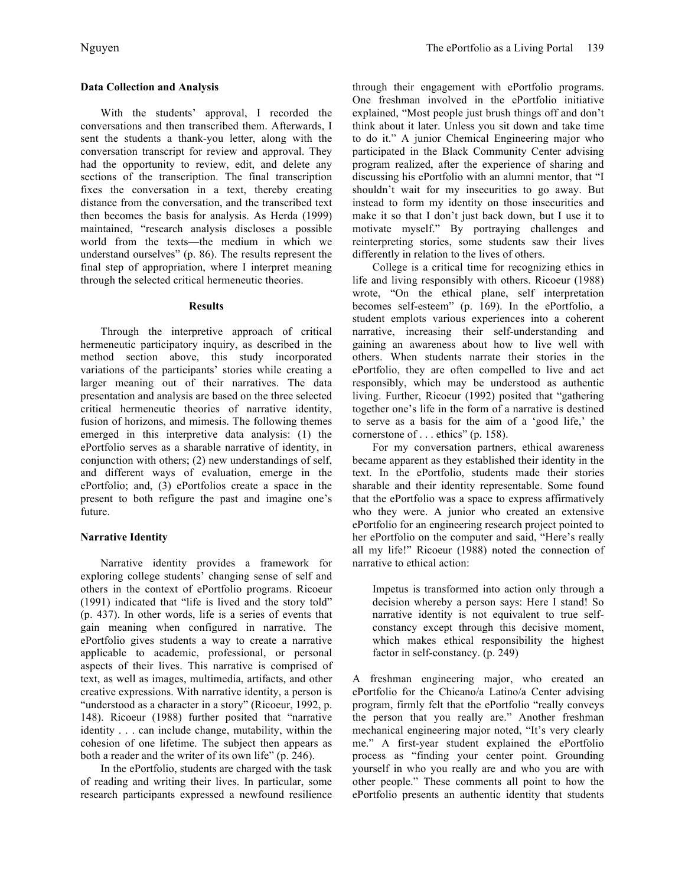**Data Collection and Analysis**

With the students' approval, I recorded the conversations and then transcribed them. Afterwards, I sent the students a thank-you letter, along with the conversation transcript for review and approval. They had the opportunity to review, edit, and delete any sections of the transcription. The final transcription fixes the conversation in a text, thereby creating distance from the conversation, and the transcribed text then becomes the basis for analysis. As Herda (1999) maintained, "research analysis discloses a possible world from the texts—the medium in which we understand ourselves" (p. 86). The results represent the final step of appropriation, where I interpret meaning through the selected critical hermeneutic theories.

## Results

Through the interpretive approach of critical hermeneutic participatory inquiry, as described in the method section above, this study incorporated variations of the participants' stories while creating a larger meaning out of their narratives. The data presentation and analysis are based on the three selected critical hermeneutic theories of narrative identity, fusion of horizons, and mimesis. The following themes emerged in this interpretive data analysis: (1) the ePortfolio serves as a sharable narrative of identity, in conjunction with others; (2) new understandings of self, and different ways of evaluation, emerge in the ePortfolio; and, (3) ePortfolios create a space in the present to both refigure the past and imagine one's future.

**Narrative Identity**

Narrative identity provides a framework for exploring college students' changing sense of self and others in the context of ePortfolio programs. Ricoeur (1991) indicated that "life is lived and the story told" (p. 437). In other words, life is a series of events that gain meaning when configured in narrative. The ePortfolio gives students a way to create a narrative applicable to academic, professional, or personal aspects of their lives. This narrative is comprised of text, as well as images, multimedia, artifacts, and other creative expressions. With narrative identity, a person is "understood as a character in a story" (Ricoeur, 1992, p. 148). Ricoeur (1988) further posited that "narrative identity . . . can include change, mutability, within the cohesion of one lifetime. The subject then appears as both a reader and the writer of its own life" (p. 246).

In the ePortfolio, students are charged with the task of reading and writing their lives. In particular, some research participants expressed a newfound resilience through their engagement with ePortfolio programs. One freshman involved in the ePortfolio initiative explained, "Most people just brush things off and don't think about it later. Unless you sit down and take time to do it." A junior Chemical Engineering major who participated in the Black Community Center advising program realized, after the experience of sharing and discussing his ePortfolio with an alumni mentor, that "I shouldn't wait for my insecurities to go away. But instead to form my identity on those insecurities and make it so that I don't just back down, but I use it to motivate myself." By portraying challenges and reinterpreting stories, some students saw their lives differently in relation to the lives of others.

College is a critical time for recognizing ethics in life and living responsibly with others. Ricoeur (1988) wrote, "On the ethical plane, self interpretation becomes self-esteem" (p. 169). In the ePortfolio, a student emplots various experiences into a coherent narrative, increasing their self-understanding and gaining an awareness about how to live well with others. When students narrate their stories in the ePortfolio, they are often compelled to live and act responsibly, which may be understood as authentic living. Further, Ricoeur (1992) posited that "gathering together one's life in the form of a narrative is destined to serve as a basis for the aim of a 'good life,' the cornerstone of . . . ethics" (p. 158).

For my conversation partners, ethical awareness became apparent as they established their identity in the text. In the ePortfolio, students made their stories sharable and their identity representable. Some found that the ePortfolio was a space to express affirmatively who they were. A junior who created an extensive ePortfolio for an engineering research project pointed to her ePortfolio on the computer and said, "Here's really all my life!" Ricoeur (1988) noted the connection of narrative to ethical action:

> Impetus is transformed into action only through a decision whereby a person says: Here I stand! So narrative identity is not equivalent to true self-constancy except through this decisive moment, which makes ethical responsibility the highest factor in self-constancy. (p. 249)

A freshman engineering major, who created an ePortfolio for the Chicano/a Latino/a Center advising program, firmly felt that the ePortfolio "really conveys the person that you really are." Another freshman mechanical engineering major noted, "It's very clearly me." A first-year student explained the ePortfolio process as "finding your center point. Grounding yourself in who you really are and who you are with other people." These comments all point to how the ePortfolio presents an authentic identity that students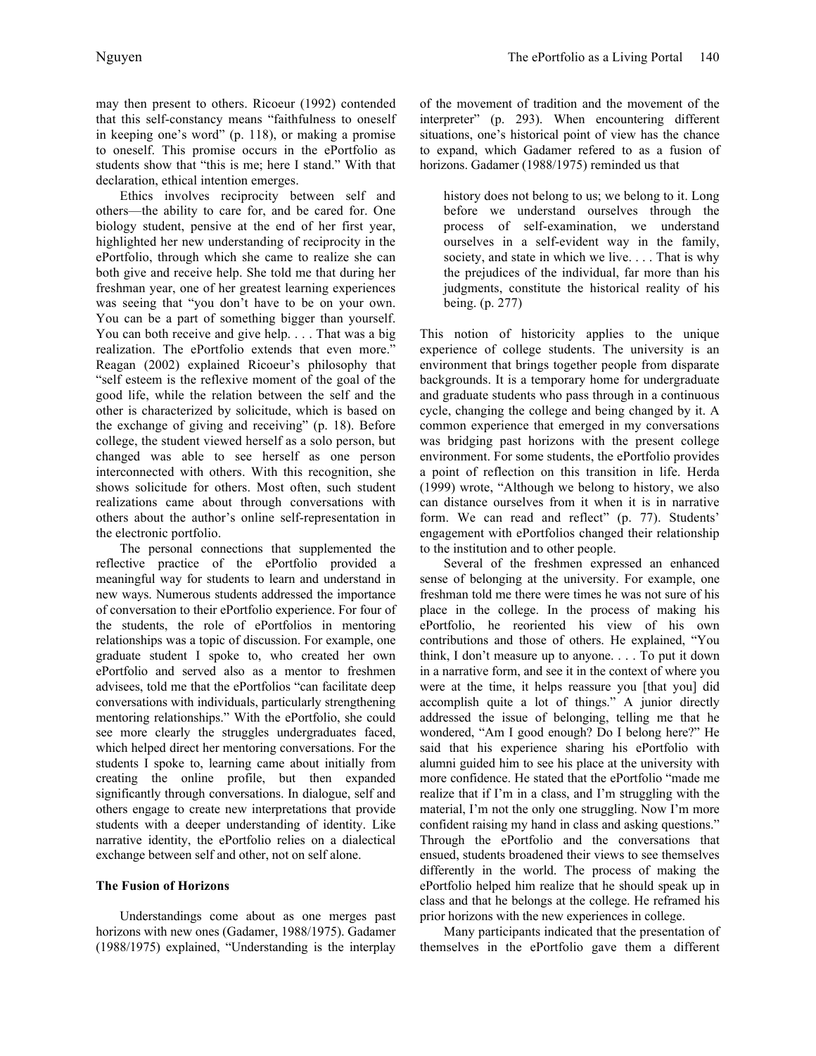may then present to others. Ricoeur (1992) contended that this self-constancy means "faithfulness to oneself in keeping one's word" (p. 118), or making a promise to oneself. This promise occurs in the ePortfolio as students show that "this is me; here I stand." With that declaration, ethical intention emerges.

Ethics involves reciprocity between self and others—the ability to care for, and be cared for. One biology student, pensive at the end of her first year, highlighted her new understanding of reciprocity in the ePortfolio, through which she came to realize she can both give and receive help. She told me that during her freshman year, one of her greatest learning experiences was seeing that "you don't have to be on your own. You can be a part of something bigger than yourself. You can both receive and give help. . . . That was a big realization. The ePortfolio extends that even more." Reagan (2002) explained Ricoeur's philosophy that "self esteem is the reflexive moment of the goal of the good life, while the relation between the self and the other is characterized by solicitude, which is based on the exchange of giving and receiving" (p. 18). Before college, the student viewed herself as a solo person, but changed was able to see herself as one person interconnected with others. With this recognition, she shows solicitude for others. Most often, such student realizations came about through conversations with others about the author's online self-representation in the electronic portfolio.

The personal connections that supplemented the reflective practice of the ePortfolio provided a meaningful way for students to learn and understand in new ways. Numerous students addressed the importance of conversation to their ePortfolio experience. For four of the students, the role of ePortfolios in mentoring relationships was a topic of discussion. For example, one graduate student I spoke to, who created her own ePortfolio and served also as a mentor to freshmen advisees, told me that the ePortfolios "can facilitate deep conversations with individuals, particularly strengthening mentoring relationships." With the ePortfolio, she could see more clearly the struggles undergraduates faced, which helped direct her mentoring conversations. For the students I spoke to, learning came about initially from creating the online profile, but then expanded significantly through conversations. In dialogue, self and others engage to create new interpretations that provide students with a deeper understanding of identity. Like narrative identity, the ePortfolio relies on a dialectical exchange between self and other, not on self alone.

### The Fusion of Horizons

Understandings come about as one merges past horizons with new ones (Gadamer, 1988/1975). Gadamer (1988/1975) explained, "Understanding is the interplay of the movement of tradition and the movement of the interpreter" (p. 293). When encountering different situations, one's historical point of view has the chance to expand, which Gadamer refered to as a fusion of horizons. Gadamer (1988/1975) reminded us that

> history does not belong to us; we belong to it. Long before we understand ourselves through the process of self-examination, we understand ourselves in a self-evident way in the family, society, and state in which we live. . . . That is why the prejudices of the individual, far more than his judgments, constitute the historical reality of his being. (p. 277)

This notion of historicity applies to the unique experience of college students. The university is an environment that brings together people from disparate backgrounds. It is a temporary home for undergraduate and graduate students who pass through in a continuous cycle, changing the college and being changed by it. A common experience that emerged in my conversations was bridging past horizons with the present college environment. For some students, the ePortfolio provides a point of reflection on this transition in life. Herda (1999) wrote, "Although we belong to history, we also can distance ourselves from it when it is in narrative form. We can read and reflect" (p. 77). Students' engagement with ePortfolios changed their relationship to the institution and to other people.

Several of the freshmen expressed an enhanced sense of belonging at the university. For example, one freshman told me there were times he was not sure of his place in the college. In the process of making his ePortfolio, he reoriented his view of his own contributions and those of others. He explained, "You think, I don't measure up to anyone. . . . To put it down in a narrative form, and see it in the context of where you were at the time, it helps reassure you [that you] did accomplish quite a lot of things." A junior directly addressed the issue of belonging, telling me that he wondered, "Am I good enough? Do I belong here?" He said that his experience sharing his ePortfolio with alumni guided him to see his place at the university with more confidence. He stated that the ePortfolio "made me realize that if I'm in a class, and I'm struggling with the material, I'm not the only one struggling. Now I'm more confident raising my hand in class and asking questions." Through the ePortfolio and the conversations that ensued, students broadened their views to see themselves differently in the world. The process of making the ePortfolio helped him realize that he should speak up in class and that he belongs at the college. He reframed his prior horizons with the new experiences in college.

Many participants indicated that the presentation of themselves in the ePortfolio gave them a different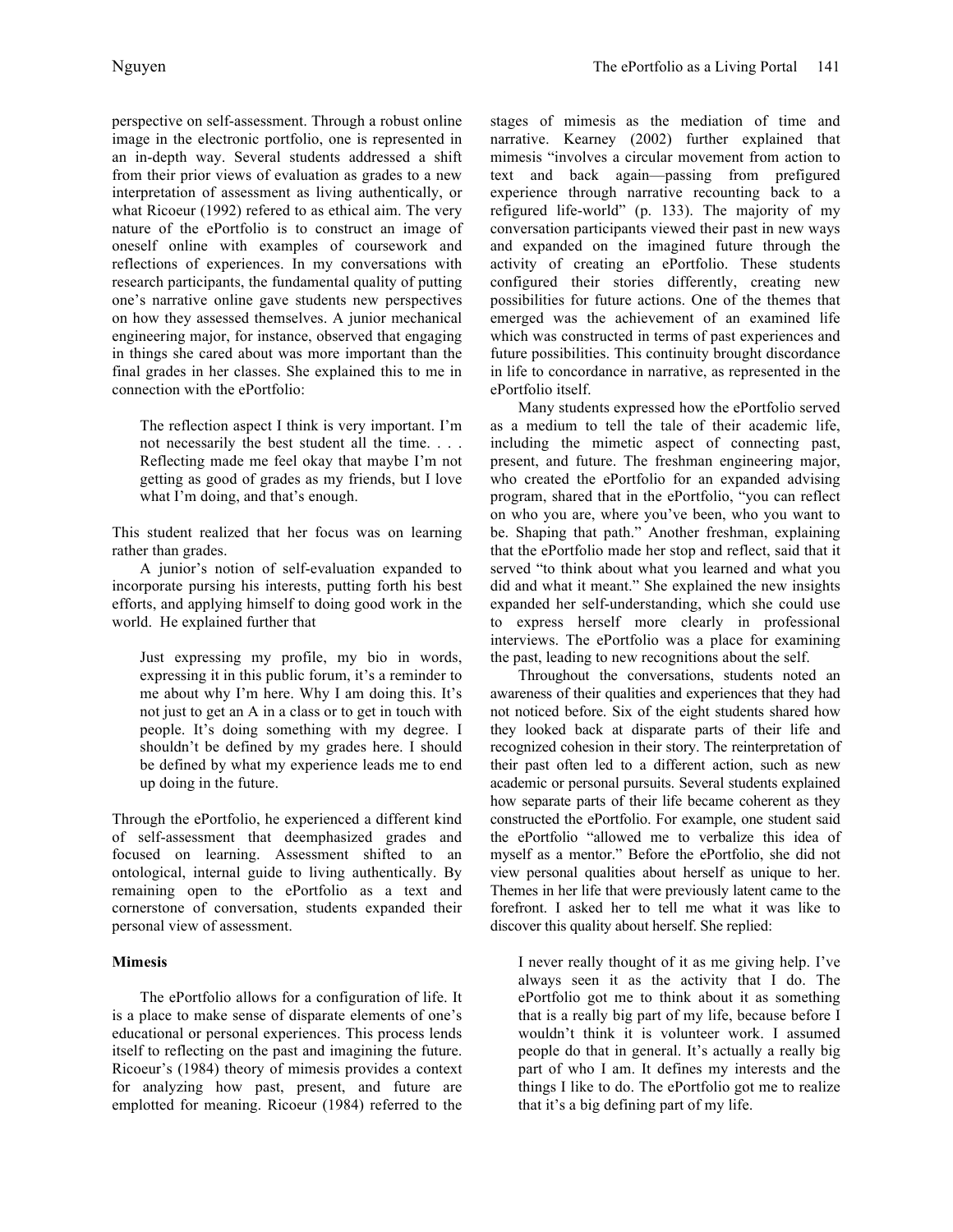perspective on self-assessment. Through a robust online image in the electronic portfolio, one is represented in an in-depth way. Several students addressed a shift from their prior views of evaluation as grades to a new interpretation of assessment as living authentically, or what Ricoeur (1992) refered to as ethical aim. The very nature of the ePortfolio is to construct an image of oneself online with examples of coursework and reflections of experiences. In my conversations with research participants, the fundamental quality of putting one's narrative online gave students new perspectives on how they assessed themselves. A junior mechanical engineering major, for instance, observed that engaging in things she cared about was more important than the final grades in her classes. She explained this to me in connection with the ePortfolio:

> The reflection aspect I think is very important. I'm not necessarily the best student all the time. . . . Reflecting made me feel okay that maybe I'm not getting as good of grades as my friends, but I love what I'm doing, and that's enough.

This student realized that her focus was on learning rather than grades.

A junior's notion of self-evaluation expanded to incorporate pursing his interests, putting forth his best efforts, and applying himself to doing good work in the world. He explained further that

> Just expressing my profile, my bio in words, expressing it in this public forum, it's a reminder to me about why I'm here. Why I am doing this. It's not just to get an A in a class or to get in touch with people. It's doing something with my degree. I shouldn't be defined by my grades here. I should be defined by what my experience leads me to end up doing in the future.

Through the ePortfolio, he experienced a different kind of self-assessment that deemphasized grades and focused on learning. Assessment shifted to an ontological, internal guide to living authentically. By remaining open to the ePortfolio as a text and cornerstone of conversation, students expanded their personal view of assessment.

**Mimesis**

The ePortfolio allows for a configuration of life. It is a place to make sense of disparate elements of one's educational or personal experiences. This process lends itself to reflecting on the past and imagining the future. Ricoeur's (1984) theory of mimesis provides a context for analyzing how past, present, and future are emplotted for meaning. Ricoeur (1984) referred to the stages of mimesis as the mediation of time and narrative. Kearney (2002) further explained that mimesis "involves a circular movement from action to text and back again—passing from prefigured experience through narrative recounting back to a refigured life-world" (p. 133). The majority of my conversation participants viewed their past in new ways and expanded on the imagined future through the activity of creating an ePortfolio. These students configured their stories differently, creating new possibilities for future actions. One of the themes that emerged was the achievement of an examined life which was constructed in terms of past experiences and future possibilities. This continuity brought discordance in life to concordance in narrative, as represented in the ePortfolio itself.

Many students expressed how the ePortfolio served as a medium to tell the tale of their academic life, including the mimetic aspect of connecting past, present, and future. The freshman engineering major, who created the ePortfolio for an expanded advising program, shared that in the ePortfolio, "you can reflect on who you are, where you've been, who you want to be. Shaping that path." Another freshman, explaining that the ePortfolio made her stop and reflect, said that it served "to think about what you learned and what you did and what it meant." She explained the new insights expanded her self-understanding, which she could use to express herself more clearly in professional interviews. The ePortfolio was a place for examining the past, leading to new recognitions about the self.

Throughout the conversations, students noted an awareness of their qualities and experiences that they had not noticed before. Six of the eight students shared how they looked back at disparate parts of their life and recognized cohesion in their story. The reinterpretation of their past often led to a different action, such as new academic or personal pursuits. Several students explained how separate parts of their life became coherent as they constructed the ePortfolio. For example, one student said the ePortfolio "allowed me to verbalize this idea of myself as a mentor." Before the ePortfolio, she did not view personal qualities about herself as unique to her. Themes in her life that were previously latent came to the forefront. I asked her to tell me what it was like to discover this quality about herself. She replied:

> I never really thought of it as me giving help. I've always seen it as the activity that I do. The ePortfolio got me to think about it as something that is a really big part of my life, because before I wouldn't think it is volunteer work. I assumed people do that in general. It's actually a really big part of who I am. It defines my interests and the things I like to do. The ePortfolio got me to realize that it's a big defining part of my life.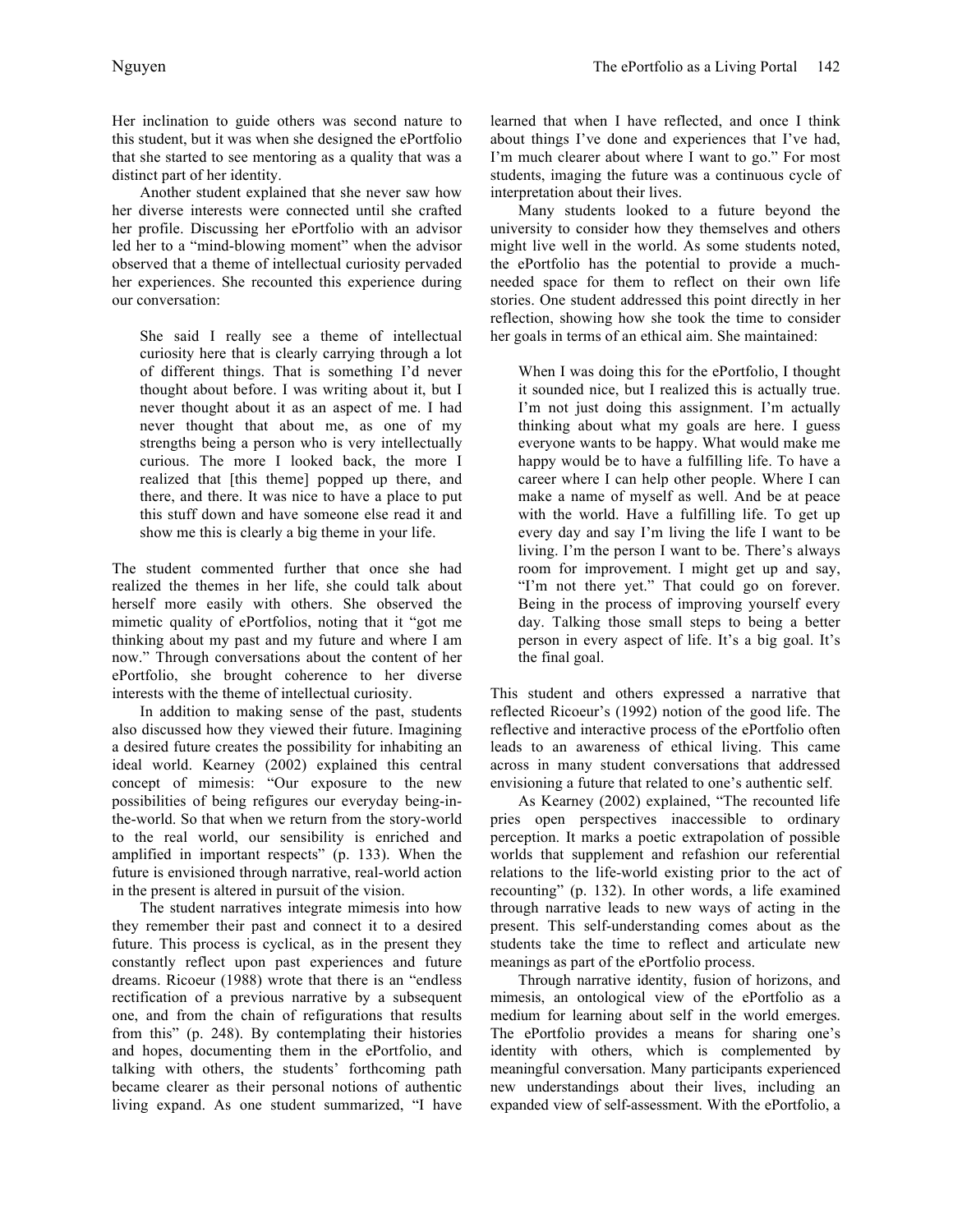Her inclination to guide others was second nature to this student, but it was when she designed the ePortfolio that she started to see mentoring as a quality that was a distinct part of her identity.

Another student explained that she never saw how her diverse interests were connected until she crafted her profile. Discussing her ePortfolio with an advisor led her to a "mind-blowing moment" when the advisor observed that a theme of intellectual curiosity pervaded her experiences. She recounted this experience during our conversation:

> She said I really see a theme of intellectual curiosity here that is clearly carrying through a lot of different things. That is something I'd never thought about before. I was writing about it, but I never thought about it as an aspect of me. I had never thought that about me, as one of my strengths being a person who is very intellectually curious. The more I looked back, the more I realized that [this theme] popped up there, and there, and there. It was nice to have a place to put this stuff down and have someone else read it and show me this is clearly a big theme in your life.

The student commented further that once she had realized the themes in her life, she could talk about herself more easily with others. She observed the mimetic quality of ePortfolios, noting that it "got me thinking about my past and my future and where I am now." Through conversations about the content of her ePortfolio, she brought coherence to her diverse interests with the theme of intellectual curiosity.

In addition to making sense of the past, students also discussed how they viewed their future. Imagining a desired future creates the possibility for inhabiting an ideal world. Kearney (2002) explained this central concept of mimesis: "Our exposure to the new possibilities of being refigures our everyday being-in-the-world. So that when we return from the story-world to the real world, our sensibility is enriched and amplified in important respects" (p. 133). When the future is envisioned through narrative, real-world action in the present is altered in pursuit of the vision.

The student narratives integrate mimesis into how they remember their past and connect it to a desired future. This process is cyclical, as in the present they constantly reflect upon past experiences and future dreams. Ricoeur (1988) wrote that there is an "endless rectification of a previous narrative by a subsequent one, and from the chain of refigurations that results from this" (p. 248). By contemplating their histories and hopes, documenting them in the ePortfolio, and talking with others, the students' forthcoming path became clearer as their personal notions of authentic living expand. As one student summarized, "I have learned that when I have reflected, and once I think about things I've done and experiences that I've had, I'm much clearer about where I want to go." For most students, imaging the future was a continuous cycle of interpretation about their lives.

Many students looked to a future beyond the university to consider how they themselves and others might live well in the world. As some students noted, the ePortfolio has the potential to provide a much-needed space for them to reflect on their own life stories. One student addressed this point directly in her reflection, showing how she took the time to consider her goals in terms of an ethical aim. She maintained:

> When I was doing this for the ePortfolio, I thought it sounded nice, but I realized this is actually true. I'm not just doing this assignment. I'm actually thinking about what my goals are here. I guess everyone wants to be happy. What would make me happy would be to have a fulfilling life. To have a career where I can help other people. Where I can make a name of myself as well. And be at peace with the world. Have a fulfilling life. To get up every day and say I'm living the life I want to be living. I'm the person I want to be. There's always room for improvement. I might get up and say, "I'm not there yet." That could go on forever. Being in the process of improving yourself every day. Talking those small steps to being a better person in every aspect of life. It's a big goal. It's the final goal.

This student and others expressed a narrative that reflected Ricoeur's (1992) notion of the good life. The reflective and interactive process of the ePortfolio often leads to an awareness of ethical living. This came across in many student conversations that addressed envisioning a future that related to one's authentic self.

As Kearney (2002) explained, "The recounted life pries open perspectives inaccessible to ordinary perception. It marks a poetic extrapolation of possible worlds that supplement and refashion our referential relations to the life-world existing prior to the act of recounting" (p. 132). In other words, a life examined through narrative leads to new ways of acting in the present. This self-understanding comes about as the students take the time to reflect and articulate new meanings as part of the ePortfolio process.

Through narrative identity, fusion of horizons, and mimesis, an ontological view of the ePortfolio as a medium for learning about self in the world emerges. The ePortfolio provides a means for sharing one's identity with others, which is complemented by meaningful conversation. Many participants experienced new understandings about their lives, including an expanded view of self-assessment. With the ePortfolio, a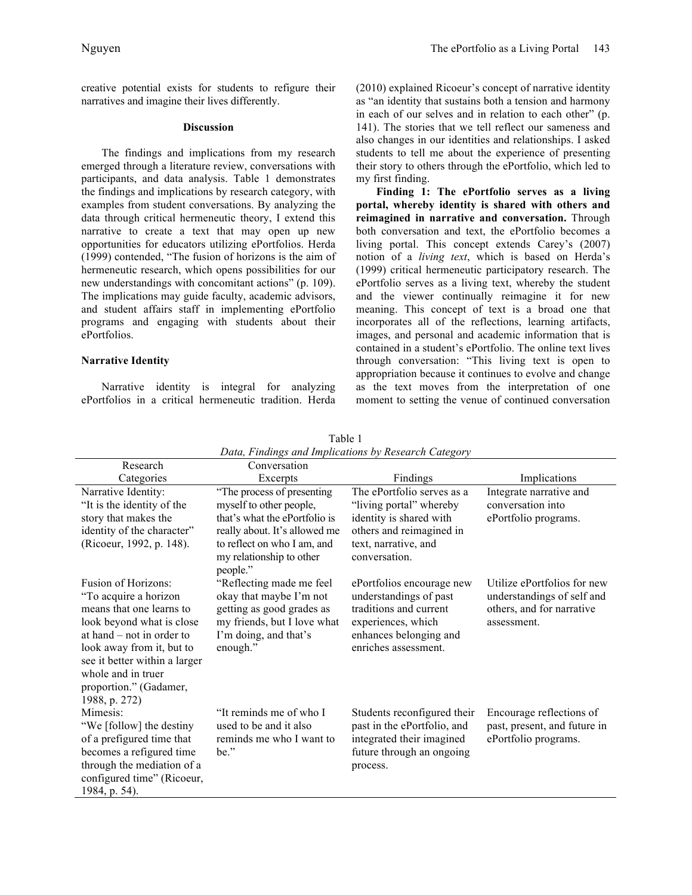creative potential exists for students to refigure their narratives and imagine their lives differently.

## Discussion

The findings and implications from my research emerged through a literature review, conversations with participants, and data analysis. Table 1 demonstrates the findings and implications by research category, with examples from student conversations. By analyzing the data through critical hermeneutic theory, I extend this narrative to create a text that may open up new opportunities for educators utilizing ePortfolios. Herda (1999) contended, "The fusion of horizons is the aim of hermeneutic research, which opens possibilities for our new understandings with concomitant actions" (p. 109). The implications may guide faculty, academic advisors, and student affairs staff in implementing ePortfolio programs and engaging with students about their ePortfolios.

### Narrative Identity

Narrative identity is integral for analyzing ePortfolios in a critical hermeneutic tradition. Herda (2010) explained Ricoeur's concept of narrative identity as "an identity that sustains both a tension and harmony in each of our selves and in relation to each other" (p. 141). The stories that we tell reflect our sameness and also changes in our identities and relationships. I asked students to tell me about the experience of presenting their story to others through the ePortfolio, which led to my first finding.

**Finding 1: The ePortfolio serves as a living portal, whereby identity is shared with others and reimagined in narrative and conversation.** Through both conversation and text, the ePortfolio becomes a living portal. This concept extends Carey's (2007) notion of a *living text*, which is based on Herda's (1999) critical hermeneutic participatory research. The ePortfolio serves as a living text, whereby the student and the viewer continually reimagine it for new meaning. This concept of text is a broad one that incorporates all of the reflections, learning artifacts, images, and personal and academic information that is contained in a student's ePortfolio. The online text lives through conversation: "This living text is open to appropriation because it continues to evolve and change as the text moves from the interpretation of one moment to setting the venue of continued conversation

Table 1
*Data, Findings and Implications by Research Category*

| Research Categories | Conversation Excerpts | Findings | Implications |
|---|---|---|---|
| Narrative Identity: "It is the identity of the story that makes the identity of the character" (Ricoeur, 1992, p. 148). | "The process of presenting myself to other people, that's what the ePortfolio is really about. It's allowed me to reflect on who I am, and my relationship to other people." | The ePortfolio serves as a "living portal" whereby identity is shared with others and reimagined in text, narrative, and conversation. | Integrate narrative and conversation into ePortfolio programs. |
| Fusion of Horizons: "To acquire a horizon means that one learns to look beyond what is close at hand – not in order to look away from it, but to see it better within a larger whole and in truer proportion." (Gadamer, 1988, p. 272) | "Reflecting made me feel okay that maybe I'm not getting as good grades as my friends, but I love what I'm doing, and that's enough." | ePortfolios encourage new understandings of past traditions and current experiences, which enhances belonging and enriches assessment. | Utilize ePortfolios for new understandings of self and others, and for narrative assessment. |
| Mimesis: "We [follow] the destiny of a prefigured time that becomes a refigured time through the mediation of a configured time" (Ricoeur, 1984, p. 54). | "It reminds me of who I used to be and it also reminds me who I want to be." | Students reconfigured their past in the ePortfolio, and integrated their imagined future through an ongoing process. | Encourage reflections of past, present, and future in ePortfolio programs. |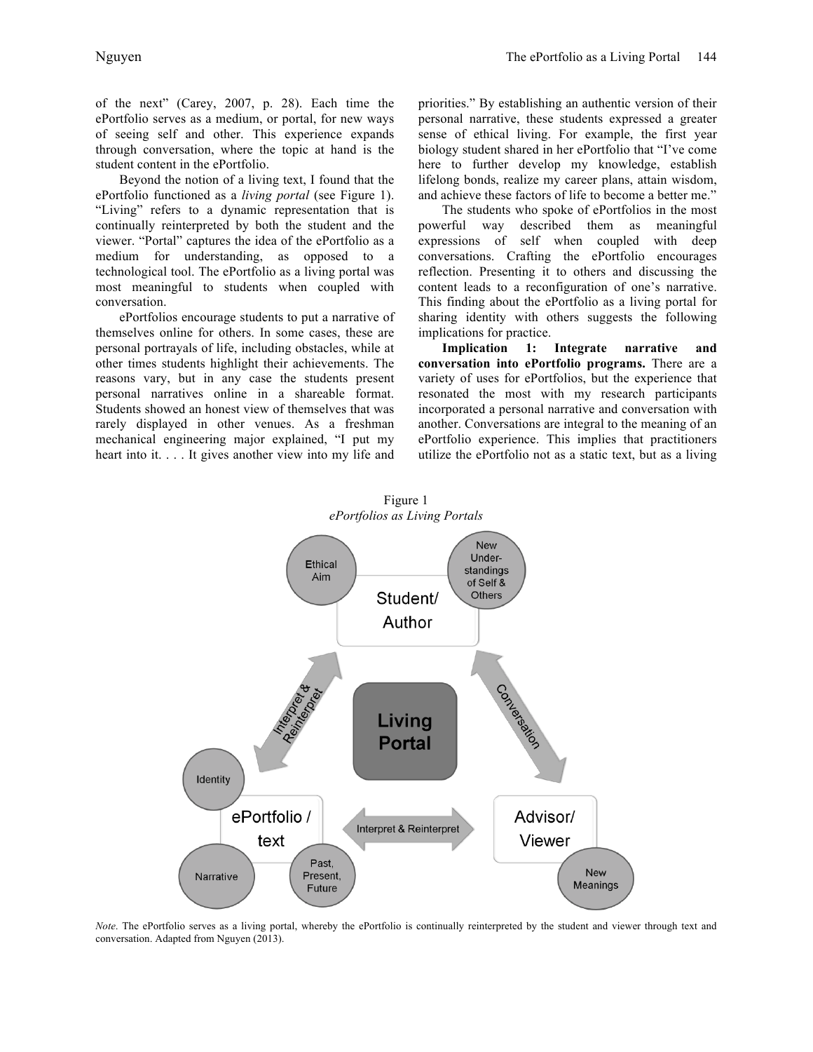of the next" (Carey, 2007, p. 28). Each time the ePortfolio serves as a medium, or portal, for new ways of seeing self and other. This experience expands through conversation, where the topic at hand is the student content in the ePortfolio.

Beyond the notion of a living text, I found that the ePortfolio functioned as a *living portal* (see Figure 1). "Living" refers to a dynamic representation that is continually reinterpreted by both the student and the viewer. "Portal" captures the idea of the ePortfolio as a medium for understanding, as opposed to a technological tool. The ePortfolio as a living portal was most meaningful to students when coupled with conversation.

ePortfolios encourage students to put a narrative of themselves online for others. In some cases, these are personal portrayals of life, including obstacles, while at other times students highlight their achievements. The reasons vary, but in any case the students present personal narratives online in a shareable format. Students showed an honest view of themselves that was rarely displayed in other venues. As a freshman mechanical engineering major explained, "I put my heart into it. . . . It gives another view into my life and priorities." By establishing an authentic version of their personal narrative, these students expressed a greater sense of ethical living. For example, the first year biology student shared in her ePortfolio that "I've come here to further develop my knowledge, establish lifelong bonds, realize my career plans, attain wisdom, and achieve these factors of life to become a better me."

The students who spoke of ePortfolios in the most powerful way described them as meaningful expressions of self when coupled with deep conversations. Crafting the ePortfolio encourages reflection. Presenting it to others and discussing the content leads to a reconfiguration of one's narrative. This finding about the ePortfolio as a living portal for sharing identity with others suggests the following implications for practice.

**Implication 1: Integrate narrative and conversation into ePortfolio programs.** There are a variety of uses for ePortfolios, but the experience that resonated the most with my research participants incorporated a personal narrative and conversation with another. Conversations are integral to the meaning of an ePortfolio experience. This implies that practitioners utilize the ePortfolio not as a static text, but as a living

Figure 1
*ePortfolios as Living Portals*

*Note*. The ePortfolio serves as a living portal, whereby the ePortfolio is continually reinterpreted by the student and viewer through text and conversation. Adapted from Nguyen (2013).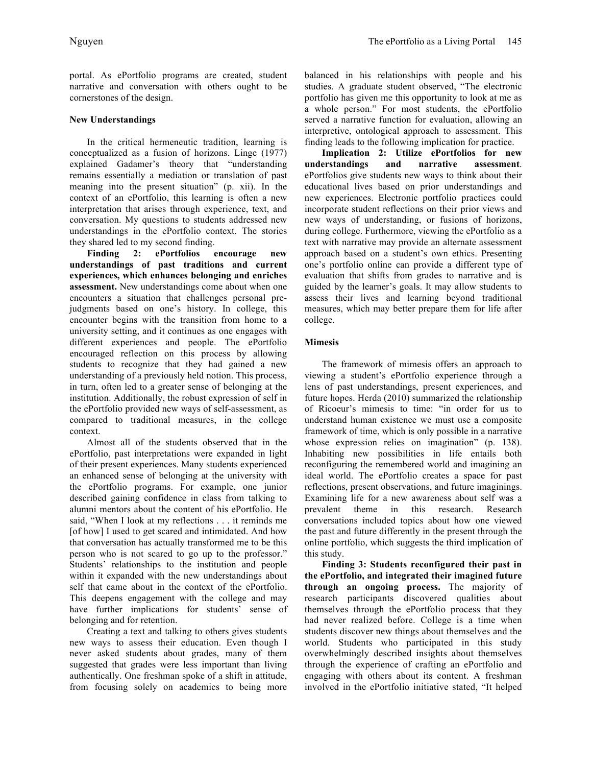portal. As ePortfolio programs are created, student narrative and conversation with others ought to be cornerstones of the design.

### New Understandings

In the critical hermeneutic tradition, learning is conceptualized as a fusion of horizons. Linge (1977) explained Gadamer's theory that "understanding remains essentially a mediation or translation of past meaning into the present situation" (p. xii). In the context of an ePortfolio, this learning is often a new interpretation that arises through experience, text, and conversation. My questions to students addressed new understandings in the ePortfolio context. The stories they shared led to my second finding.

**Finding 2: ePortfolios encourage new understandings of past traditions and current experiences, which enhances belonging and enriches assessment.** New understandings come about when one encounters a situation that challenges personal pre-judgments based on one's history. In college, this encounter begins with the transition from home to a university setting, and it continues as one engages with different experiences and people. The ePortfolio encouraged reflection on this process by allowing students to recognize that they had gained a new understanding of a previously held notion. This process, in turn, often led to a greater sense of belonging at the institution. Additionally, the robust expression of self in the ePortfolio provided new ways of self-assessment, as compared to traditional measures, in the college context.

Almost all of the students observed that in the ePortfolio, past interpretations were expanded in light of their present experiences. Many students experienced an enhanced sense of belonging at the university with the ePortfolio programs. For example, one junior described gaining confidence in class from talking to alumni mentors about the content of his ePortfolio. He said, "When I look at my reflections . . . it reminds me [of how] I used to get scared and intimidated. And how that conversation has actually transformed me to be this person who is not scared to go up to the professor." Students' relationships to the institution and people within it expanded with the new understandings about self that came about in the context of the ePortfolio. This deepens engagement with the college and may have further implications for students' sense of belonging and for retention.

Creating a text and talking to others gives students new ways to assess their education. Even though I never asked students about grades, many of them suggested that grades were less important than living authentically. One freshman spoke of a shift in attitude, from focusing solely on academics to being more balanced in his relationships with people and his studies. A graduate student observed, "The electronic portfolio has given me this opportunity to look at me as a whole person." For most students, the ePortfolio served a narrative function for evaluation, allowing an interpretive, ontological approach to assessment. This finding leads to the following implication for practice.

**Implication 2: Utilize ePortfolios for new understandings and narrative assessment**. ePortfolios give students new ways to think about their educational lives based on prior understandings and new experiences. Electronic portfolio practices could incorporate student reflections on their prior views and new ways of understanding, or fusions of horizons, during college. Furthermore, viewing the ePortfolio as a text with narrative may provide an alternate assessment approach based on a student's own ethics. Presenting one's portfolio online can provide a different type of evaluation that shifts from grades to narrative and is guided by the learner's goals. It may allow students to assess their lives and learning beyond traditional measures, which may better prepare them for life after college.

### Mimesis

The framework of mimesis offers an approach to viewing a student's ePortfolio experience through a lens of past understandings, present experiences, and future hopes. Herda (2010) summarized the relationship of Ricoeur's mimesis to time: "in order for us to understand human existence we must use a composite framework of time, which is only possible in a narrative whose expression relies on imagination" (p. 138). Inhabiting new possibilities in life entails both reconfiguring the remembered world and imagining an ideal world. The ePortfolio creates a space for past reflections, present observations, and future imaginings. Examining life for a new awareness about self was a prevalent theme in this research. Research conversations included topics about how one viewed the past and future differently in the present through the online portfolio, which suggests the third implication of this study.

**Finding 3: Students reconfigured their past in the ePortfolio, and integrated their imagined future through an ongoing process.** The majority of research participants discovered qualities about themselves through the ePortfolio process that they had never realized before. College is a time when students discover new things about themselves and the world. Students who participated in this study overwhelmingly described insights about themselves through the experience of crafting an ePortfolio and engaging with others about its content. A freshman involved in the ePortfolio initiative stated, "It helped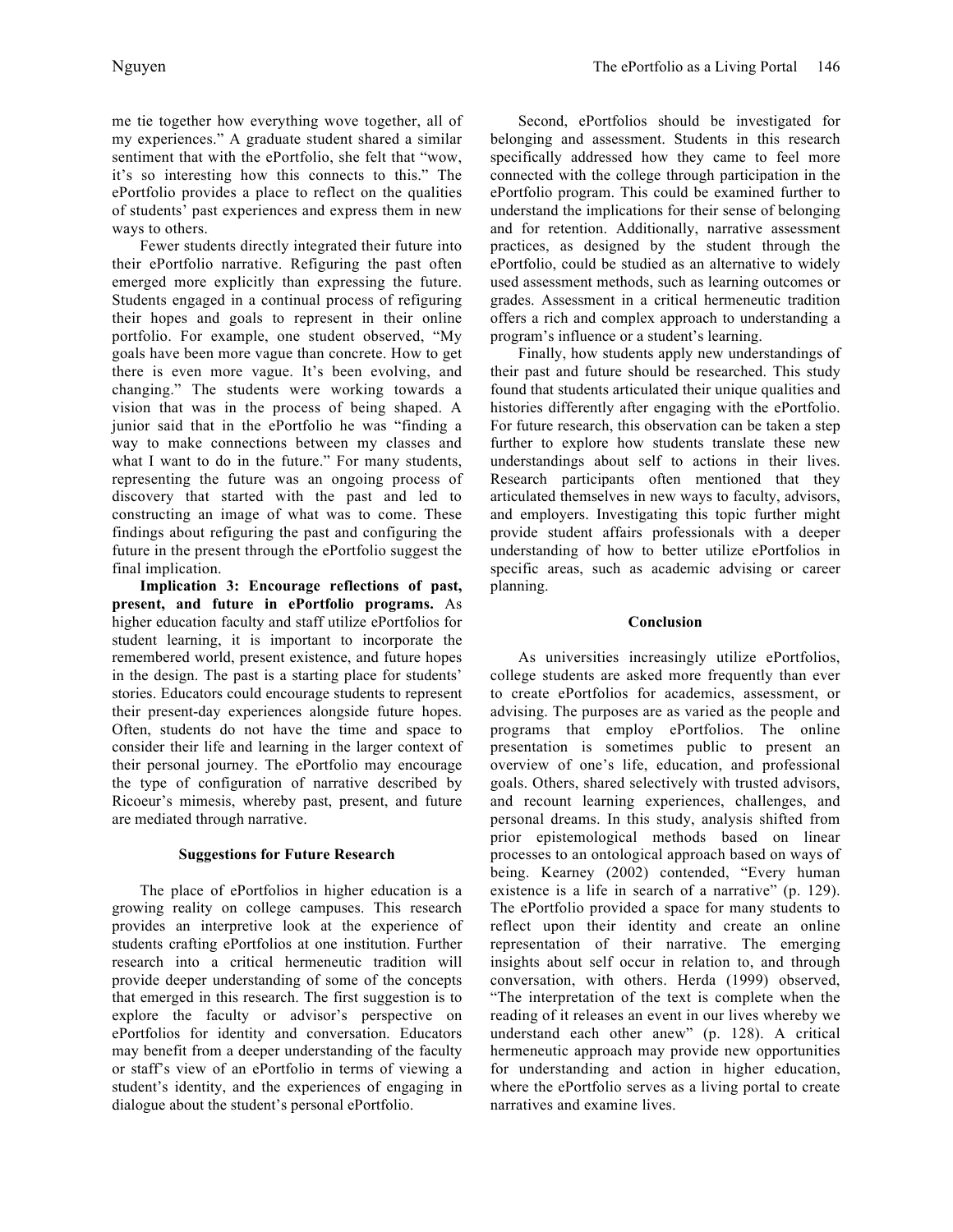me tie together how everything wove together, all of my experiences." A graduate student shared a similar sentiment that with the ePortfolio, she felt that "wow, it's so interesting how this connects to this." The ePortfolio provides a place to reflect on the qualities of students' past experiences and express them in new ways to others.

Fewer students directly integrated their future into their ePortfolio narrative. Refiguring the past often emerged more explicitly than expressing the future. Students engaged in a continual process of refiguring their hopes and goals to represent in their online portfolio. For example, one student observed, "My goals have been more vague than concrete. How to get there is even more vague. It's been evolving, and changing." The students were working towards a vision that was in the process of being shaped. A junior said that in the ePortfolio he was "finding a way to make connections between my classes and what I want to do in the future." For many students, representing the future was an ongoing process of discovery that started with the past and led to constructing an image of what was to come. These findings about refiguring the past and configuring the future in the present through the ePortfolio suggest the final implication.

**Implication 3: Encourage reflections of past, present, and future in ePortfolio programs.** As higher education faculty and staff utilize ePortfolios for student learning, it is important to incorporate the remembered world, present existence, and future hopes in the design. The past is a starting place for students' stories. Educators could encourage students to represent their present-day experiences alongside future hopes. Often, students do not have the time and space to consider their life and learning in the larger context of their personal journey. The ePortfolio may encourage the type of configuration of narrative described by Ricoeur's mimesis, whereby past, present, and future are mediated through narrative.

## Suggestions for Future Research

The place of ePortfolios in higher education is a growing reality on college campuses. This research provides an interpretive look at the experience of students crafting ePortfolios at one institution. Further research into a critical hermeneutic tradition will provide deeper understanding of some of the concepts that emerged in this research. The first suggestion is to explore the faculty or advisor's perspective on ePortfolios for identity and conversation. Educators may benefit from a deeper understanding of the faculty or staff's view of an ePortfolio in terms of viewing a student's identity, and the experiences of engaging in dialogue about the student's personal ePortfolio.

Second, ePortfolios should be investigated for belonging and assessment. Students in this research specifically addressed how they came to feel more connected with the college through participation in the ePortfolio program. This could be examined further to understand the implications for their sense of belonging and for retention. Additionally, narrative assessment practices, as designed by the student through the ePortfolio, could be studied as an alternative to widely used assessment methods, such as learning outcomes or grades. Assessment in a critical hermeneutic tradition offers a rich and complex approach to understanding a program's influence or a student's learning.

Finally, how students apply new understandings of their past and future should be researched. This study found that students articulated their unique qualities and histories differently after engaging with the ePortfolio. For future research, this observation can be taken a step further to explore how students translate these new understandings about self to actions in their lives. Research participants often mentioned that they articulated themselves in new ways to faculty, advisors, and employers. Investigating this topic further might provide student affairs professionals with a deeper understanding of how to better utilize ePortfolios in specific areas, such as academic advising or career planning.

## Conclusion

As universities increasingly utilize ePortfolios, college students are asked more frequently than ever to create ePortfolios for academics, assessment, or advising. The purposes are as varied as the people and programs that employ ePortfolios. The online presentation is sometimes public to present an overview of one's life, education, and professional goals. Others, shared selectively with trusted advisors, and recount learning experiences, challenges, and personal dreams. In this study, analysis shifted from prior epistemological methods based on linear processes to an ontological approach based on ways of being. Kearney (2002) contended, "Every human existence is a life in search of a narrative" (p. 129). The ePortfolio provided a space for many students to reflect upon their identity and create an online representation of their narrative. The emerging insights about self occur in relation to, and through conversation, with others. Herda (1999) observed, "The interpretation of the text is complete when the reading of it releases an event in our lives whereby we understand each other anew" (p. 128). A critical hermeneutic approach may provide new opportunities for understanding and action in higher education, where the ePortfolio serves as a living portal to create narratives and examine lives.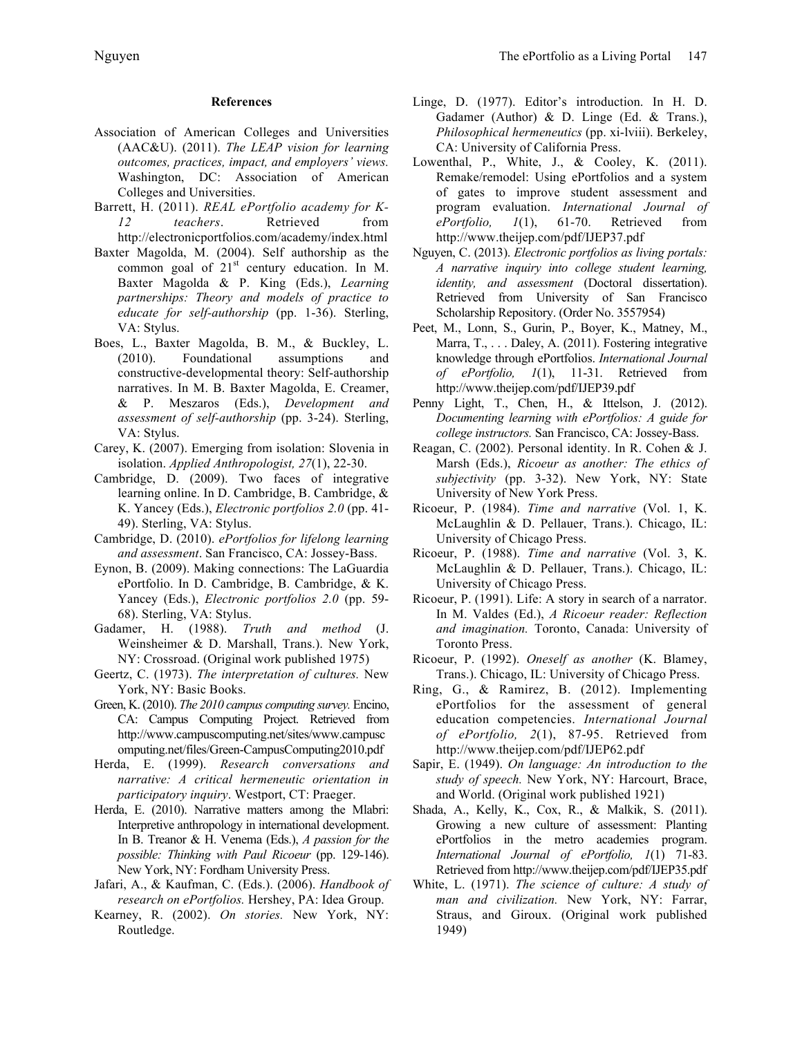### References

Association of American Colleges and Universities (AAC&U). (2011). *The LEAP vision for learning outcomes, practices, impact, and employers' views.* Washington, DC: Association of American Colleges and Universities.

Barrett, H. (2011). *REAL ePortfolio academy for K-12 teachers*. Retrieved from http://electronicportfolios.com/academy/index.html

Baxter Magolda, M. (2004). Self authorship as the common goal of 21st century education. In M. Baxter Magolda & P. King (Eds.), *Learning partnerships: Theory and models of practice to educate for self-authorship* (pp. 1-36). Sterling, VA: Stylus.

Boes, L., Baxter Magolda, B. M., & Buckley, L. (2010). Foundational assumptions and constructive-developmental theory: Self-authorship narratives. In M. B. Baxter Magolda, E. Creamer, & P. Meszaros (Eds.), *Development and assessment of self-authorship* (pp. 3-24). Sterling, VA: Stylus.

Carey, K. (2007). Emerging from isolation: Slovenia in isolation. *Applied Anthropologist, 27*(1), 22-30.

Cambridge, D. (2009). Two faces of integrative learning online. In D. Cambridge, B. Cambridge, & K. Yancey (Eds.), *Electronic portfolios 2.0* (pp. 41-49). Sterling, VA: Stylus.

Cambridge, D. (2010). *ePortfolios for lifelong learning and assessment*. San Francisco, CA: Jossey-Bass.

Eynon, B. (2009). Making connections: The LaGuardia ePortfolio. In D. Cambridge, B. Cambridge, & K. Yancey (Eds.), *Electronic portfolios 2.0* (pp. 59-68). Sterling, VA: Stylus.

Gadamer, H. (1988). *Truth and method* (J. Weinsheimer & D. Marshall, Trans.). New York, NY: Crossroad. (Original work published 1975)

Geertz, C. (1973). *The interpretation of cultures.* New York, NY: Basic Books.

Green, K. (2010). *The 2010 campus computing survey.* Encino, CA: Campus Computing Project. Retrieved from http://www.campuscomputing.net/sites/www.campuscomputing.net/files/Green-CampusComputing2010.pdf

Herda, E. (1999). *Research conversations and narrative: A critical hermeneutic orientation in participatory inquiry*. Westport, CT: Praeger.

Herda, E. (2010). Narrative matters among the Mlabri: Interpretive anthropology in international development. In B. Treanor & H. Venema (Eds.), *A passion for the possible: Thinking with Paul Ricoeur* (pp. 129-146). New York, NY: Fordham University Press.

Jafari, A., & Kaufman, C. (Eds.). (2006). *Handbook of research on ePortfolios.* Hershey, PA: Idea Group.

Kearney, R. (2002). *On stories.* New York, NY: Routledge.

Linge, D. (1977). Editor's introduction. In H. D. Gadamer (Author) & D. Linge (Ed. & Trans.), *Philosophical hermeneutics* (pp. xi-lviii). Berkeley, CA: University of California Press.

Lowenthal, P., White, J., & Cooley, K. (2011). Remake/remodel: Using ePortfolios and a system of gates to improve student assessment and program evaluation. *International Journal of ePortfolio, 1*(1), 61-70. Retrieved from http://www.theijep.com/pdf/IJEP37.pdf

Nguyen, C. (2013). *Electronic portfolios as living portals: A narrative inquiry into college student learning, identity, and assessment* (Doctoral dissertation). Retrieved from University of San Francisco Scholarship Repository. (Order No. 3557954)

Peet, M., Lonn, S., Gurin, P., Boyer, K., Matney, M., Marra, T., . . . Daley, A. (2011). Fostering integrative knowledge through ePortfolios. *International Journal of ePortfolio, 1*(1), 11-31. Retrieved from http://www.theijep.com/pdf/IJEP39.pdf

Penny Light, T., Chen, H., & Ittelson, J. (2012). *Documenting learning with ePortfolios: A guide for college instructors.* San Francisco, CA: Jossey-Bass.

Reagan, C. (2002). Personal identity. In R. Cohen & J. Marsh (Eds.), *Ricoeur as another: The ethics of subjectivity* (pp. 3-32). New York, NY: State University of New York Press.

Ricoeur, P. (1984). *Time and narrative* (Vol. 1, K. McLaughlin & D. Pellauer, Trans.). Chicago, IL: University of Chicago Press.

Ricoeur, P. (1988). *Time and narrative* (Vol. 3, K. McLaughlin & D. Pellauer, Trans.). Chicago, IL: University of Chicago Press.

Ricoeur, P. (1991). Life: A story in search of a narrator. In M. Valdes (Ed.), *A Ricoeur reader: Reflection and imagination.* Toronto, Canada: University of Toronto Press.

Ricoeur, P. (1992). *Oneself as another* (K. Blamey, Trans.). Chicago, IL: University of Chicago Press.

Ring, G., & Ramirez, B. (2012). Implementing ePortfolios for the assessment of general education competencies. *International Journal of ePortfolio, 2*(1), 87-95. Retrieved from http://www.theijep.com/pdf/IJEP62.pdf

Sapir, E. (1949). *On language: An introduction to the study of speech.* New York, NY: Harcourt, Brace, and World. (Original work published 1921)

Shada, A., Kelly, K., Cox, R., & Malkik, S. (2011). Growing a new culture of assessment: Planting ePortfolios in the metro academies program. *International Journal of ePortfolio, 1*(1) 71-83. Retrieved from http://www.theijep.com/pdf/IJEP35.pdf

White, L. (1971). *The science of culture: A study of man and civilization.* New York, NY: Farrar, Straus, and Giroux. (Original work published 1949)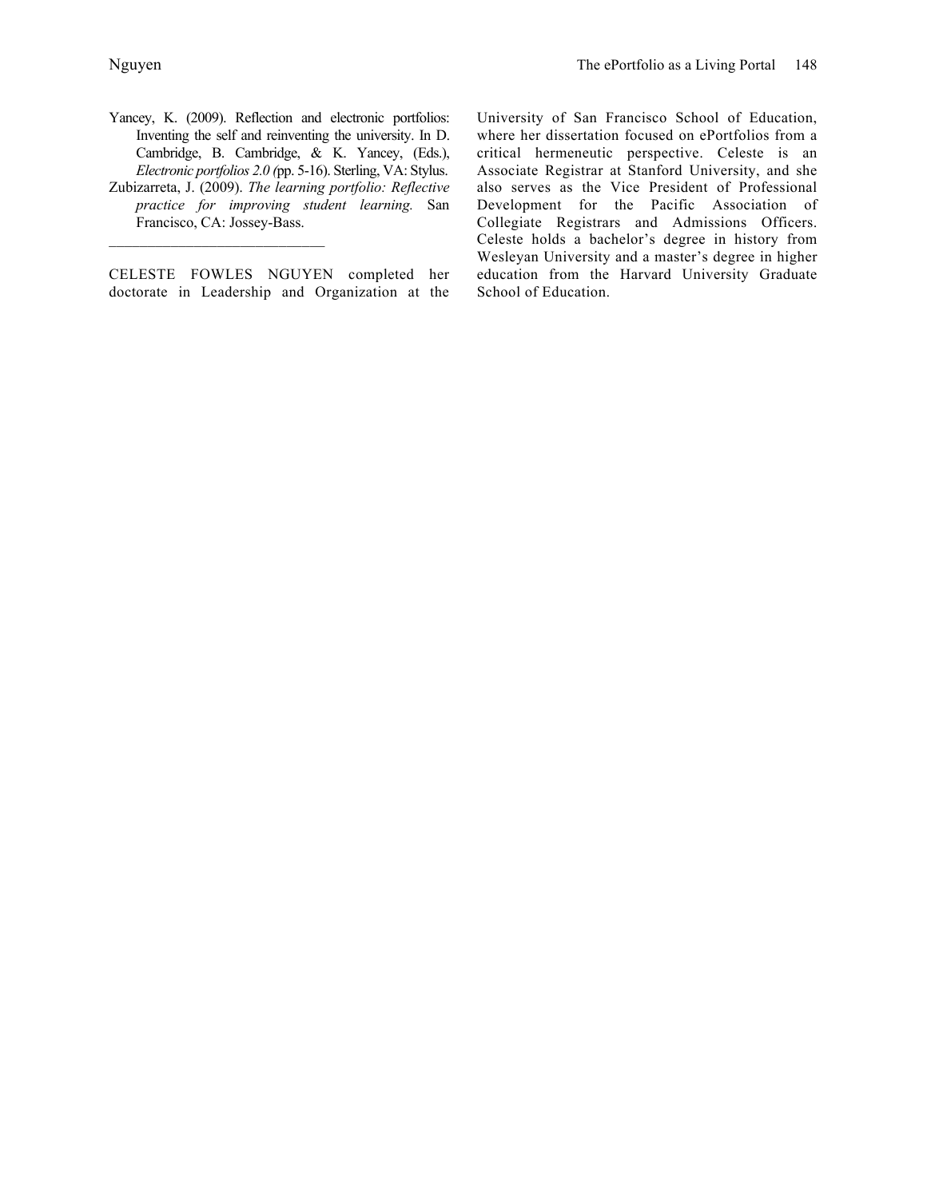Yancey, K. (2009). Reflection and electronic portfolios: Inventing the self and reinventing the university. In D. Cambridge, B. Cambridge, & K. Yancey, (Eds.), *Electronic portfolios 2.0 (*pp. 5-16). Sterling, VA: Stylus.

Zubizarreta, J. (2009). *The learning portfolio: Reflective practice for improving student learning.* San Francisco, CA: Jossey-Bass.

---

CELESTE FOWLES NGUYEN completed her doctorate in Leadership and Organization at the University of San Francisco School of Education, where her dissertation focused on ePortfolios from a critical hermeneutic perspective. Celeste is an Associate Registrar at Stanford University, and she also serves as the Vice President of Professional Development for the Pacific Association of Collegiate Registrars and Admissions Officers. Celeste holds a bachelor's degree in history from Wesleyan University and a master's degree in higher education from the Harvard University Graduate School of Education.